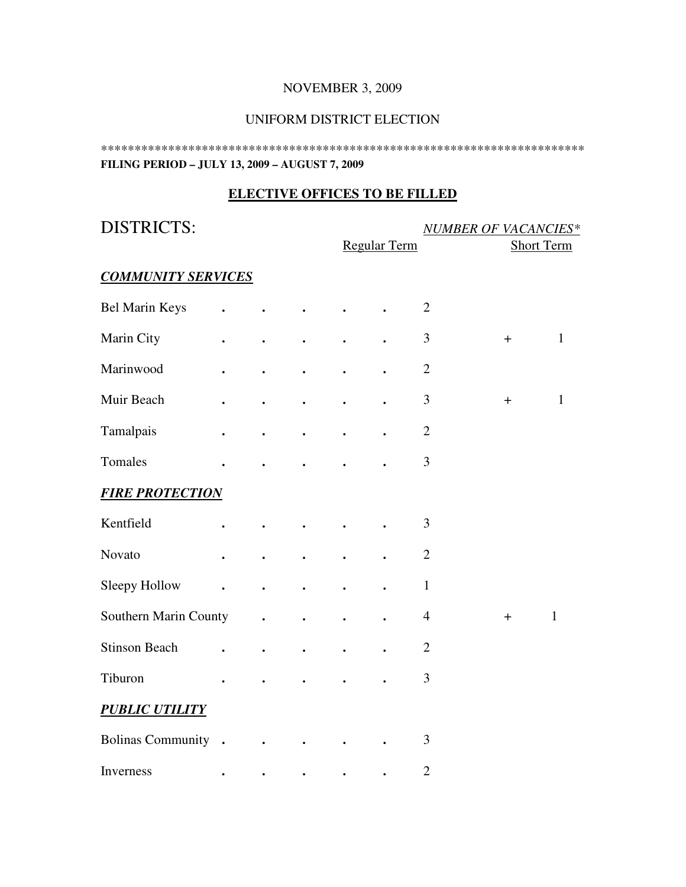NOVEMBER 3, 2009

UNIFORM DISTRICT ELECTION

*************************************************************************

**FILING PERIOD – JULY 13, 2009 – AUGUST 7, 2009**

## ELECTIVE OFFICES TO BE FILLED

| DISTRICTS: | *NUMBER OF VACANCIES** | |
|---|---|---|
| | Regular Term | Short Term |
| ***COMMUNITY SERVICES*** | | |
| Bel Marin Keys | 2 | |
| Marin City | 3 | + 1 |
| Marinwood | 2 | |
| Muir Beach | 3 | + 1 |
| Tamalpais | 2 | |
| Tomales | 3 | |
| ***FIRE PROTECTION*** | | |
| Kentfield | 3 | |
| Novato | 2 | |
| Sleepy Hollow | 1 | |
| Southern Marin County | 4 | + 1 |
| Stinson Beach | 2 | |
| Tiburon | 3 | |
| ***PUBLIC UTILITY*** | | |
| Bolinas Community | 3 | |
| Inverness | 2 | |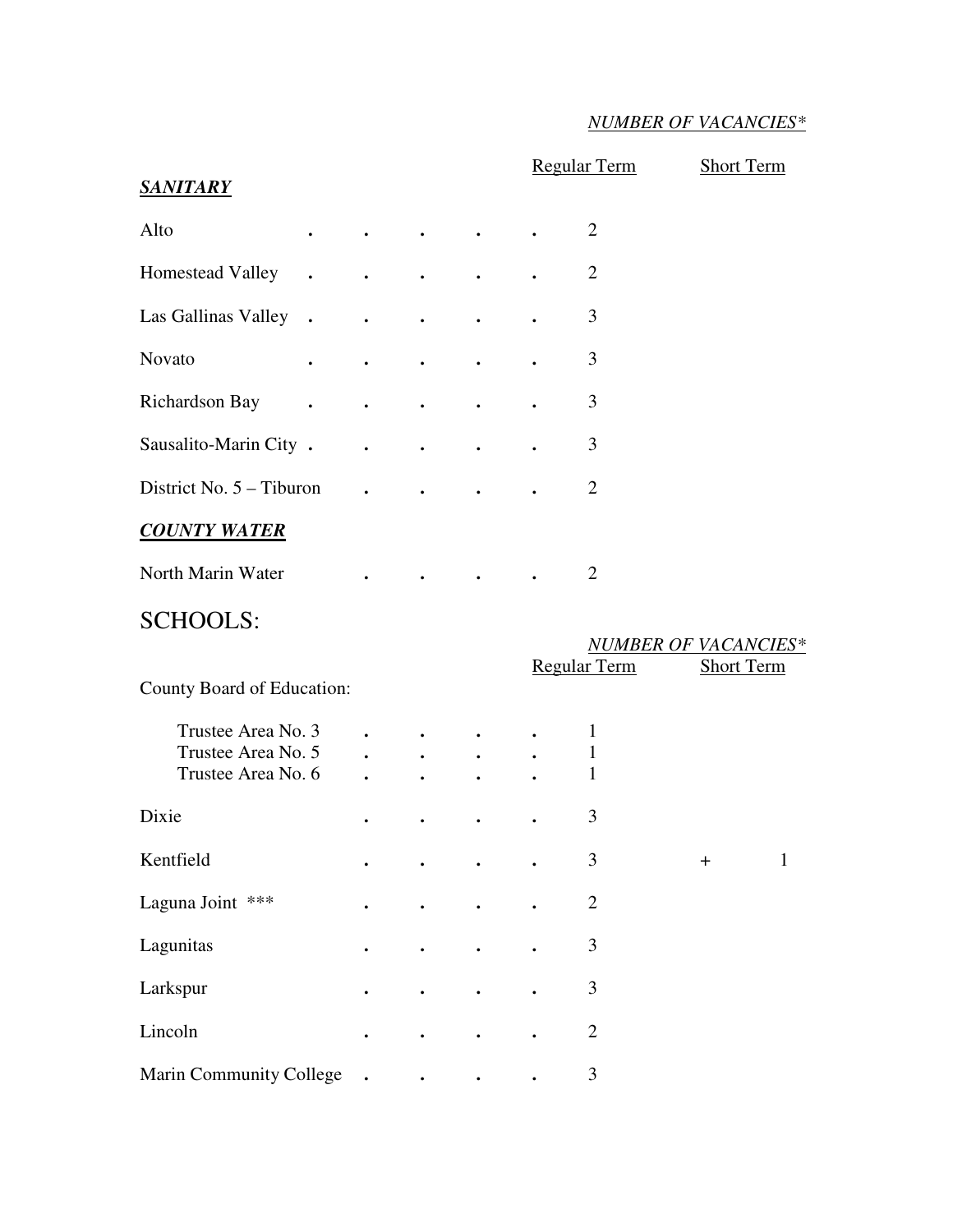*NUMBER OF VACANCIES**

| | Regular Term | Short Term |
|---|---|---|
| ***SANITARY*** | | |
| Alto | 2 | |
| Homestead Valley | 2 | |
| Las Gallinas Valley | 3 | |
| Novato | 3 | |
| Richardson Bay | 3 | |
| Sausalito-Marin City | 3 | |
| District No. 5 – Tiburon | 2 | |
| ***COUNTY WATER*** | | |
| North Marin Water | 2 | |

# SCHOOLS:

*NUMBER OF VACANCIES**

| | Regular Term | Short Term |
|---|---|---|
| County Board of Education: | | |
| Trustee Area No. 3 | 1 | |
| Trustee Area No. 5 | 1 | |
| Trustee Area No. 6 | 1 | |
| Dixie | 3 | |
| Kentfield | 3 | + 1 |
| Laguna Joint *** | 2 | |
| Lagunitas | 3 | |
| Larkspur | 3 | |
| Lincoln | 2 | |
| Marin Community College | 3 | |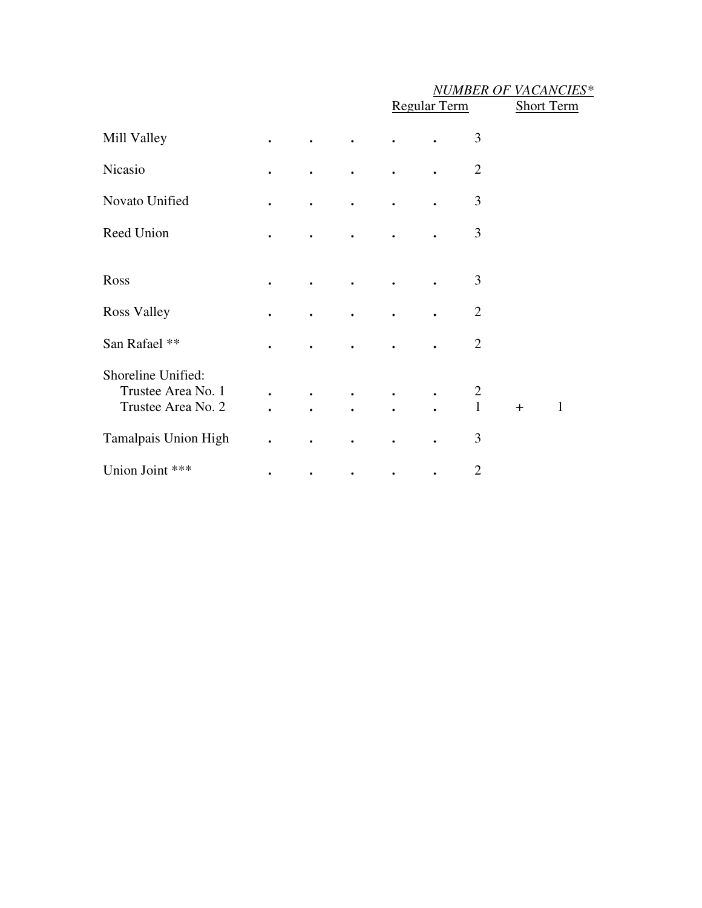| | *NUMBER OF VACANCIES** | |
|---|---|---|
| | Regular Term | Short Term |
| Mill Valley | 3 | |
| Nicasio | 2 | |
| Novato Unified | 3 | |
| Reed Union | 3 | |
| Ross | 3 | |
| Ross Valley | 2 | |
| San Rafael ** | 2 | |
| Shoreline Unified: | | |
| Trustee Area No. 1 | 2 | |
| Trustee Area No. 2 | 1 | + 1 |
| Tamalpais Union High | 3 | |
| Union Joint *** | 2 | |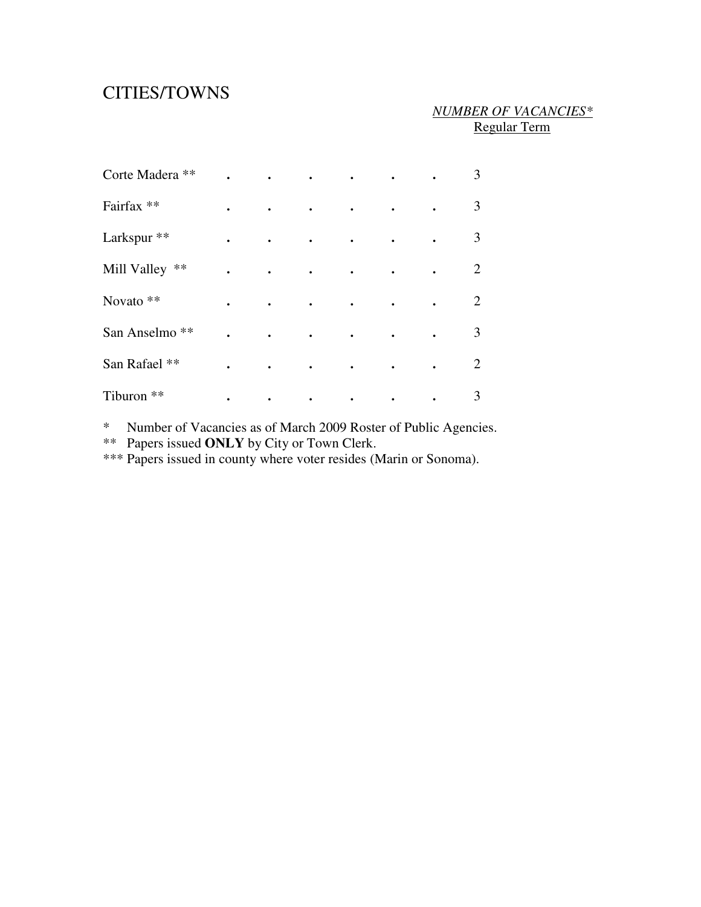# CITIES/TOWNS

| | *NUMBER OF VACANCIES** Regular Term |
|---|---|
| Corte Madera ** | 3 |
| Fairfax ** | 3 |
| Larkspur ** | 3 |
| Mill Valley ** | 2 |
| Novato ** | 2 |
| San Anselmo ** | 3 |
| San Rafael ** | 2 |
| Tiburon ** | 3 |

\* Number of Vacancies as of March 2009 Roster of Public Agencies.

** Papers issued **ONLY** by City or Town Clerk.

*** Papers issued in county where voter resides (Marin or Sonoma).